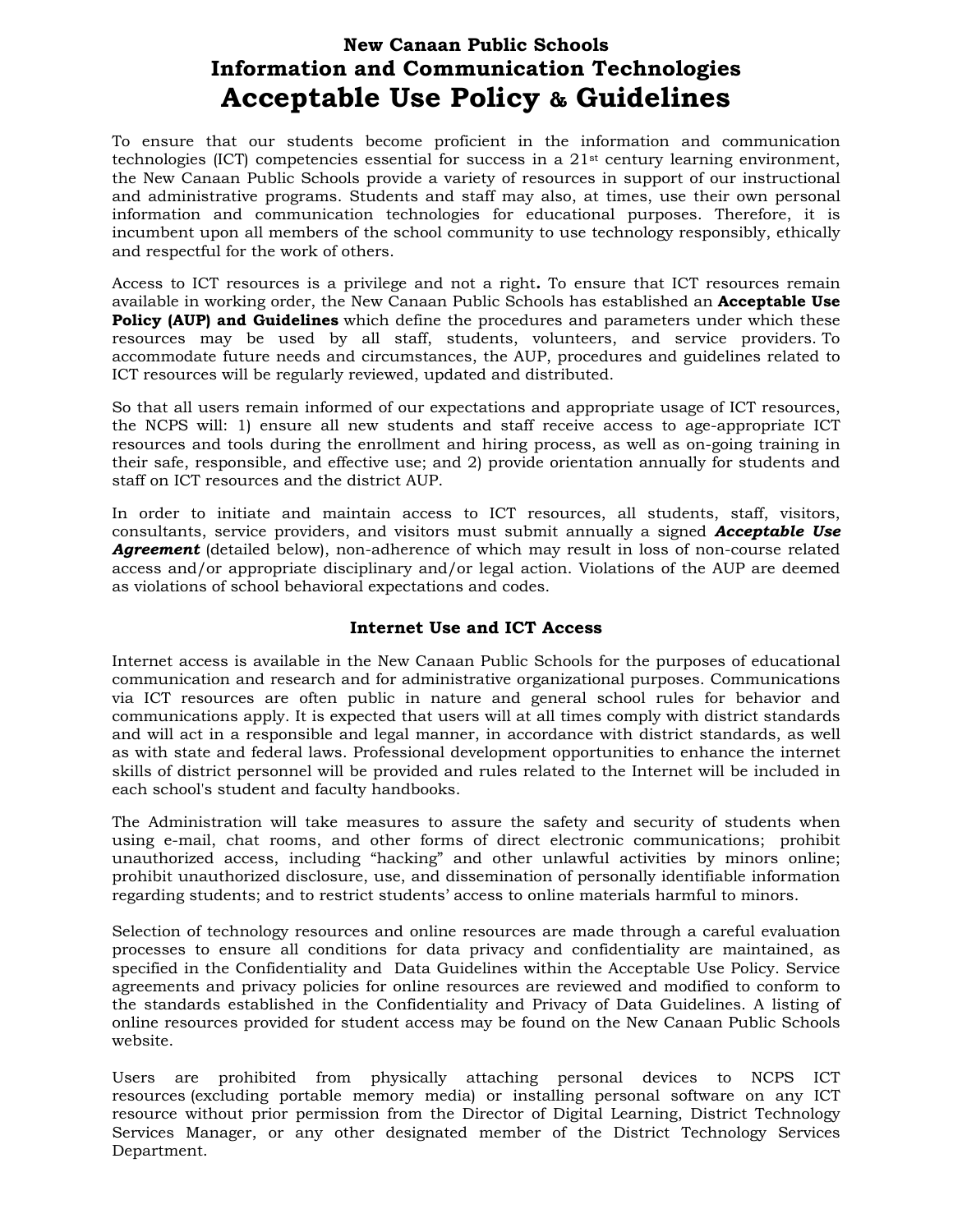# New Canaan Public Schools
# Information and Communication Technologies
# Acceptable Use Policy & Guidelines

To ensure that our students become proficient in the information and communication technologies (ICT) competencies essential for success in a 21st century learning environment, the New Canaan Public Schools provide a variety of resources in support of our instructional and administrative programs. Students and staff may also, at times, use their own personal information and communication technologies for educational purposes. Therefore, it is incumbent upon all members of the school community to use technology responsibly, ethically and respectful for the work of others.

Access to ICT resources is a privilege and not a right**.** To ensure that ICT resources remain available in working order, the New Canaan Public Schools has established an **Acceptable Use Policy (AUP) and Guidelines** which define the procedures and parameters under which these resources may be used by all staff, students, volunteers, and service providers. To accommodate future needs and circumstances, the AUP, procedures and guidelines related to ICT resources will be regularly reviewed, updated and distributed.

So that all users remain informed of our expectations and appropriate usage of ICT resources, the NCPS will: 1) ensure all new students and staff receive access to age-appropriate ICT resources and tools during the enrollment and hiring process, as well as on-going training in their safe, responsible, and effective use; and 2) provide orientation annually for students and staff on ICT resources and the district AUP.

In order to initiate and maintain access to ICT resources, all students, staff, visitors, consultants, service providers, and visitors must submit annually a signed ***Acceptable Use Agreement*** (detailed below), non-adherence of which may result in loss of non-course related access and/or appropriate disciplinary and/or legal action. Violations of the AUP are deemed as violations of school behavioral expectations and codes.

### Internet Use and ICT Access

Internet access is available in the New Canaan Public Schools for the purposes of educational communication and research and for administrative organizational purposes. Communications via ICT resources are often public in nature and general school rules for behavior and communications apply. It is expected that users will at all times comply with district standards and will act in a responsible and legal manner, in accordance with district standards, as well as with state and federal laws. Professional development opportunities to enhance the internet skills of district personnel will be provided and rules related to the Internet will be included in each school's student and faculty handbooks.

The Administration will take measures to assure the safety and security of students when using e-mail, chat rooms, and other forms of direct electronic communications; prohibit unauthorized access, including “hacking” and other unlawful activities by minors online; prohibit unauthorized disclosure, use, and dissemination of personally identifiable information regarding students; and to restrict students’ access to online materials harmful to minors.

Selection of technology resources and online resources are made through a careful evaluation processes to ensure all conditions for data privacy and confidentiality are maintained, as specified in the Confidentiality and Data Guidelines within the Acceptable Use Policy. Service agreements and privacy policies for online resources are reviewed and modified to conform to the standards established in the Confidentiality and Privacy of Data Guidelines. A listing of online resources provided for student access may be found on the New Canaan Public Schools website.

Users are prohibited from physically attaching personal devices to NCPS ICT resources (excluding portable memory media) or installing personal software on any ICT resource without prior permission from the Director of Digital Learning, District Technology Services Manager, or any other designated member of the District Technology Services Department.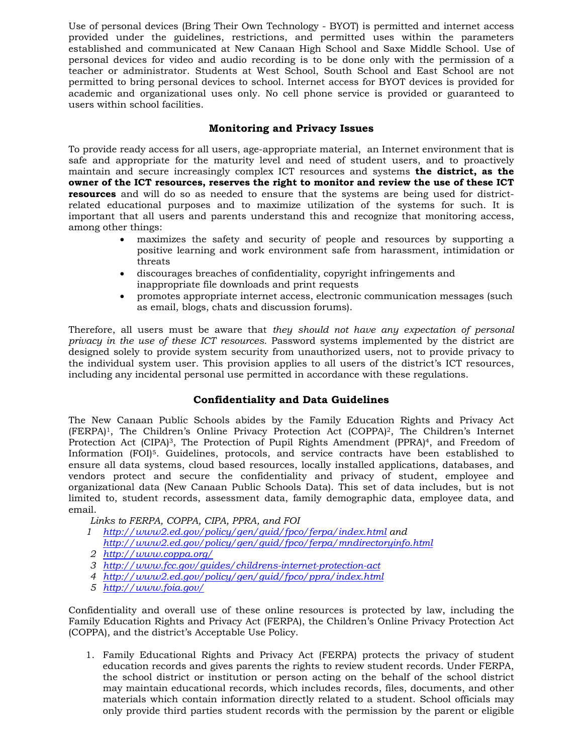Use of personal devices (Bring Their Own Technology - BYOT) is permitted and internet access provided under the guidelines, restrictions, and permitted uses within the parameters established and communicated at New Canaan High School and Saxe Middle School. Use of personal devices for video and audio recording is to be done only with the permission of a teacher or administrator. Students at West School, South School and East School are not permitted to bring personal devices to school. Internet access for BYOT devices is provided for academic and organizational uses only. No cell phone service is provided or guaranteed to users within school facilities.

## Monitoring and Privacy Issues

To provide ready access for all users, age-appropriate material, an Internet environment that is safe and appropriate for the maturity level and need of student users, and to proactively maintain and secure increasingly complex ICT resources and systems **the district, as the owner of the ICT resources, reserves the right to monitor and review the use of these ICT resources** and will do so as needed to ensure that the systems are being used for district-related educational purposes and to maximize utilization of the systems for such. It is important that all users and parents understand this and recognize that monitoring access, among other things:

- maximizes the safety and security of people and resources by supporting a positive learning and work environment safe from harassment, intimidation or threats
- discourages breaches of confidentiality, copyright infringements and inappropriate file downloads and print requests
- promotes appropriate internet access, electronic communication messages (such as email, blogs, chats and discussion forums).

Therefore, all users must be aware that *they should not have any expectation of personal privacy in the use of these ICT resources.* Password systems implemented by the district are designed solely to provide system security from unauthorized users, not to provide privacy to the individual system user. This provision applies to all users of the district's ICT resources, including any incidental personal use permitted in accordance with these regulations.

## Confidentiality and Data Guidelines

The New Canaan Public Schools abides by the Family Education Rights and Privacy Act (FERPA)[1], The Children's Online Privacy Protection Act (COPPA)[2], The Children's Internet Protection Act (CIPA)[3], The Protection of Pupil Rights Amendment (PPRA)[4], and Freedom of Information (FOI)[5]. Guidelines, protocols, and service contracts have been established to ensure all data systems, cloud based resources, locally installed applications, databases, and vendors protect and secure the confidentiality and privacy of student, employee and organizational data (New Canaan Public Schools Data). This set of data includes, but is not limited to, student records, assessment data, family demographic data, employee data, and email.

*Links to FERPA, COPPA, CIPA, PPRA, and FOI*

1. *http://www2.ed.gov/policy/gen/guid/fpco/ferpa/index.html and http://www2.ed.gov/policy/gen/guid/fpco/ferpa/mndirectoryinfo.html*
2. *http://www.coppa.org/*
3. *http://www.fcc.gov/guides/childrens-internet-protection-act*
4. *http://www2.ed.gov/policy/gen/guid/fpco/ppra/index.html*
5. *http://www.foia.gov/*

Confidentiality and overall use of these online resources is protected by law, including the Family Education Rights and Privacy Act (FERPA), the Children's Online Privacy Protection Act (COPPA), and the district's Acceptable Use Policy.

1. Family Educational Rights and Privacy Act (FERPA) protects the privacy of student education records and gives parents the rights to review student records. Under FERPA, the school district or institution or person acting on the behalf of the school district may maintain educational records, which includes records, files, documents, and other materials which contain information directly related to a student. School officials may only provide third parties student records with the permission by the parent or eligible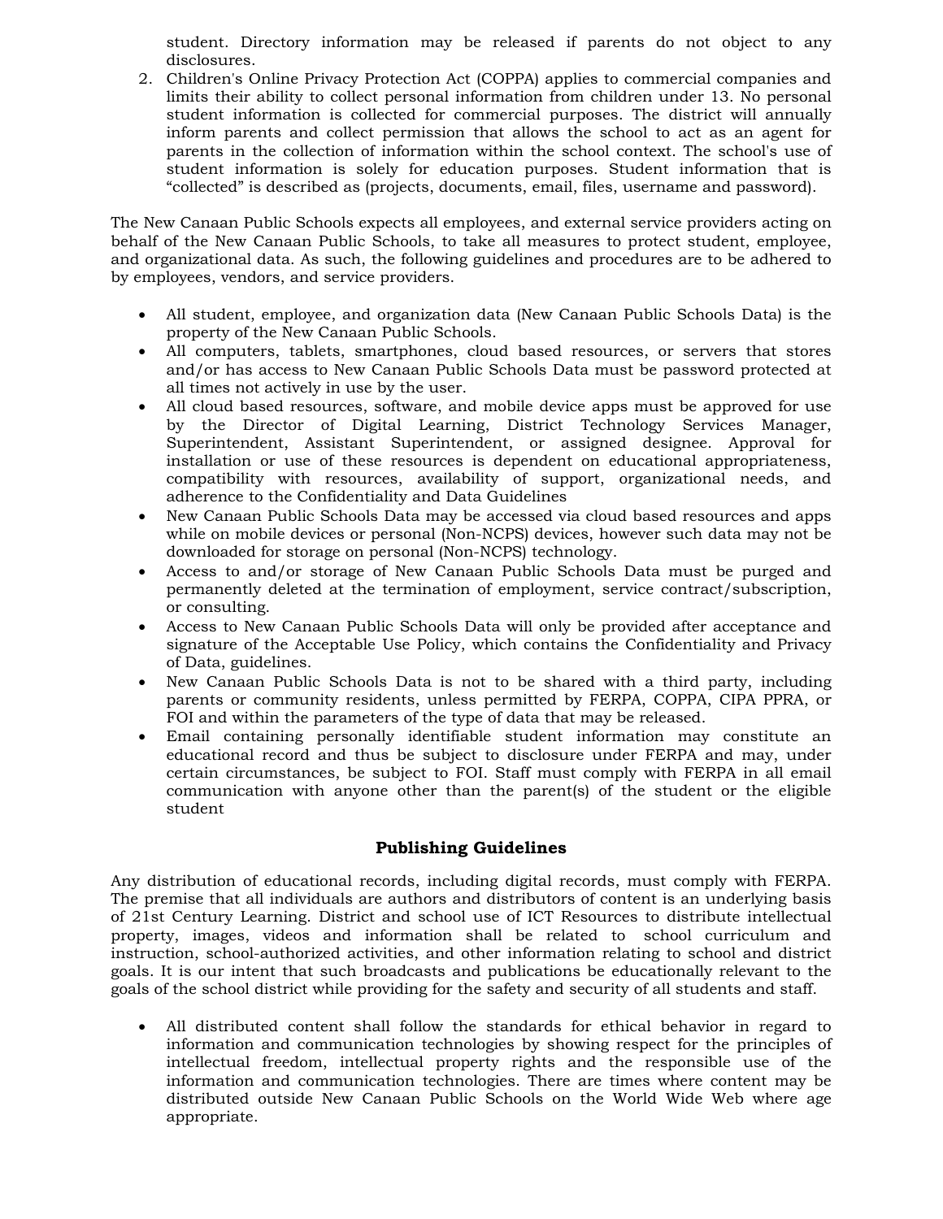student. Directory information may be released if parents do not object to any disclosures.

2. Children's Online Privacy Protection Act (COPPA) applies to commercial companies and limits their ability to collect personal information from children under 13. No personal student information is collected for commercial purposes. The district will annually inform parents and collect permission that allows the school to act as an agent for parents in the collection of information within the school context. The school's use of student information is solely for education purposes. Student information that is "collected" is described as (projects, documents, email, files, username and password).

The New Canaan Public Schools expects all employees, and external service providers acting on behalf of the New Canaan Public Schools, to take all measures to protect student, employee, and organizational data. As such, the following guidelines and procedures are to be adhered to by employees, vendors, and service providers.

- All student, employee, and organization data (New Canaan Public Schools Data) is the property of the New Canaan Public Schools.
- All computers, tablets, smartphones, cloud based resources, or servers that stores and/or has access to New Canaan Public Schools Data must be password protected at all times not actively in use by the user.
- All cloud based resources, software, and mobile device apps must be approved for use by the Director of Digital Learning, District Technology Services Manager, Superintendent, Assistant Superintendent, or assigned designee. Approval for installation or use of these resources is dependent on educational appropriateness, compatibility with resources, availability of support, organizational needs, and adherence to the Confidentiality and Data Guidelines
- New Canaan Public Schools Data may be accessed via cloud based resources and apps while on mobile devices or personal (Non-NCPS) devices, however such data may not be downloaded for storage on personal (Non-NCPS) technology.
- Access to and/or storage of New Canaan Public Schools Data must be purged and permanently deleted at the termination of employment, service contract/subscription, or consulting.
- Access to New Canaan Public Schools Data will only be provided after acceptance and signature of the Acceptable Use Policy, which contains the Confidentiality and Privacy of Data, guidelines.
- New Canaan Public Schools Data is not to be shared with a third party, including parents or community residents, unless permitted by FERPA, COPPA, CIPA PPRA, or FOI and within the parameters of the type of data that may be released.
- Email containing personally identifiable student information may constitute an educational record and thus be subject to disclosure under FERPA and may, under certain circumstances, be subject to FOI. Staff must comply with FERPA in all email communication with anyone other than the parent(s) of the student or the eligible student

## Publishing Guidelines

Any distribution of educational records, including digital records, must comply with FERPA. The premise that all individuals are authors and distributors of content is an underlying basis of 21st Century Learning. District and school use of ICT Resources to distribute intellectual property, images, videos and information shall be related to school curriculum and instruction, school-authorized activities, and other information relating to school and district goals. It is our intent that such broadcasts and publications be educationally relevant to the goals of the school district while providing for the safety and security of all students and staff.

- All distributed content shall follow the standards for ethical behavior in regard to information and communication technologies by showing respect for the principles of intellectual freedom, intellectual property rights and the responsible use of the information and communication technologies. There are times where content may be distributed outside New Canaan Public Schools on the World Wide Web where age appropriate.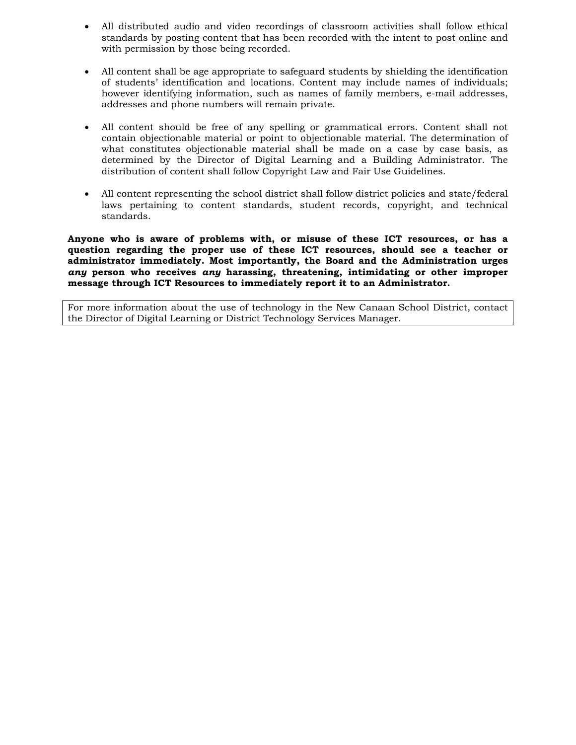- All distributed audio and video recordings of classroom activities shall follow ethical standards by posting content that has been recorded with the intent to post online and with permission by those being recorded.

- All content shall be age appropriate to safeguard students by shielding the identification of students' identification and locations. Content may include names of individuals; however identifying information, such as names of family members, e-mail addresses, addresses and phone numbers will remain private.

- All content should be free of any spelling or grammatical errors. Content shall not contain objectionable material or point to objectionable material. The determination of what constitutes objectionable material shall be made on a case by case basis, as determined by the Director of Digital Learning and a Building Administrator. The distribution of content shall follow Copyright Law and Fair Use Guidelines.

- All content representing the school district shall follow district policies and state/federal laws pertaining to content standards, student records, copyright, and technical standards.

**Anyone who is aware of problems with, or misuse of these ICT resources, or has a question regarding the proper use of these ICT resources, should see a teacher or administrator immediately. Most importantly, the Board and the Administration urges *any* person who receives *any* harassing, threatening, intimidating or other improper message through ICT Resources to immediately report it to an Administrator.**

For more information about the use of technology in the New Canaan School District, contact the Director of Digital Learning or District Technology Services Manager.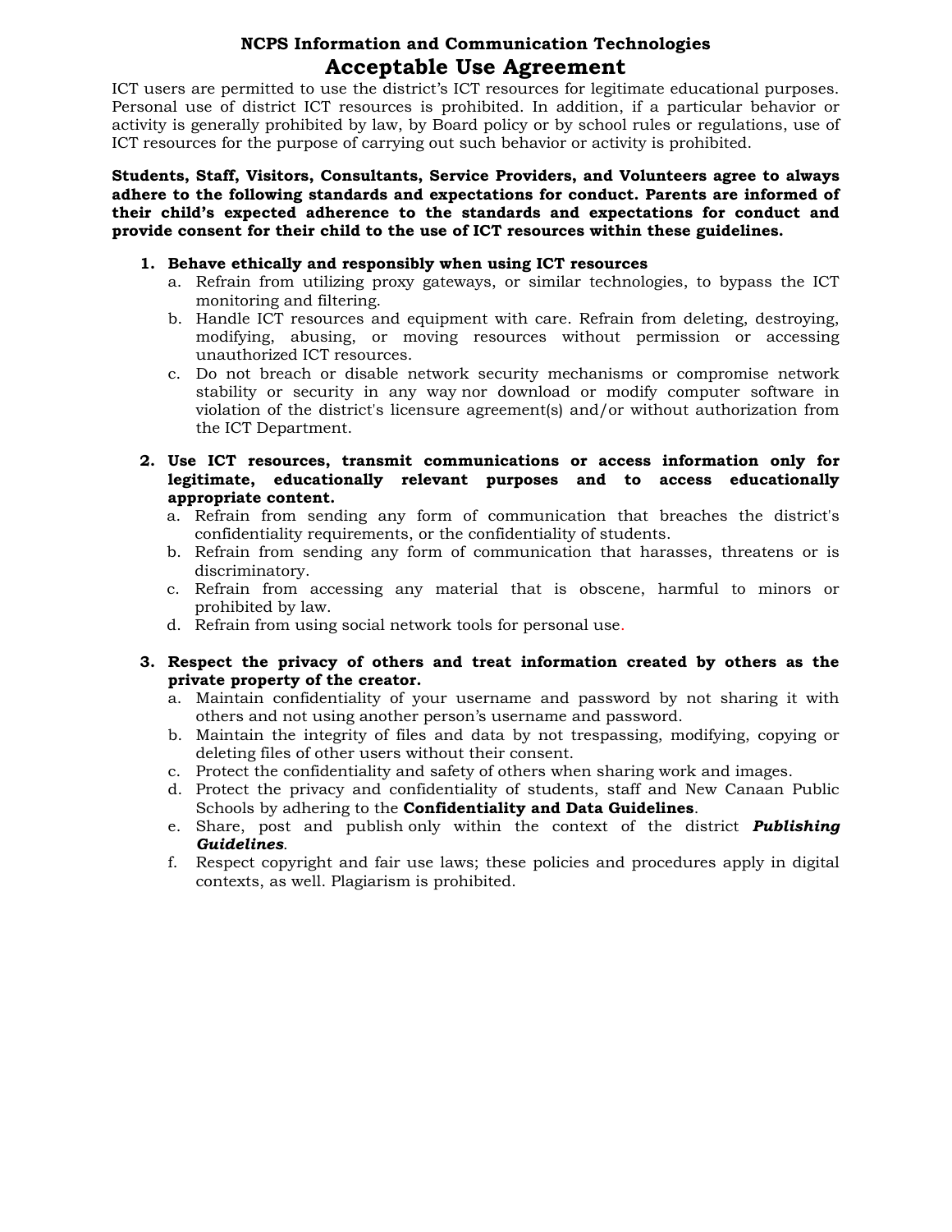**NCPS Information and Communication Technologies**

# Acceptable Use Agreement

ICT users are permitted to use the district's ICT resources for legitimate educational purposes. Personal use of district ICT resources is prohibited. In addition, if a particular behavior or activity is generally prohibited by law, by Board policy or by school rules or regulations, use of ICT resources for the purpose of carrying out such behavior or activity is prohibited.

**Students, Staff, Visitors, Consultants, Service Providers, and Volunteers agree to always adhere to the following standards and expectations for conduct. Parents are informed of their child's expected adherence to the standards and expectations for conduct and provide consent for their child to the use of ICT resources within these guidelines.**

1. **Behave ethically and responsibly when using ICT resources**
   a. Refrain from utilizing proxy gateways, or similar technologies, to bypass the ICT monitoring and filtering.
   b. Handle ICT resources and equipment with care. Refrain from deleting, destroying, modifying, abusing, or moving resources without permission or accessing unauthorized ICT resources.
   c. Do not breach or disable network security mechanisms or compromise network stability or security in any way nor download or modify computer software in violation of the district's licensure agreement(s) and/or without authorization from the ICT Department.

2. **Use ICT resources, transmit communications or access information only for legitimate, educationally relevant purposes and to access educationally appropriate content.**
   a. Refrain from sending any form of communication that breaches the district's confidentiality requirements, or the confidentiality of students.
   b. Refrain from sending any form of communication that harasses, threatens or is discriminatory.
   c. Refrain from accessing any material that is obscene, harmful to minors or prohibited by law.
   d. Refrain from using social network tools for personal use.

3. **Respect the privacy of others and treat information created by others as the private property of the creator.**
   a. Maintain confidentiality of your username and password by not sharing it with others and not using another person's username and password.
   b. Maintain the integrity of files and data by not trespassing, modifying, copying or deleting files of other users without their consent.
   c. Protect the confidentiality and safety of others when sharing work and images.
   d. Protect the privacy and confidentiality of students, staff and New Canaan Public Schools by adhering to the **Confidentiality and Data Guidelines**.
   e. Share, post and publish only within the context of the district ***Publishing Guidelines***.
   f. Respect copyright and fair use laws; these policies and procedures apply in digital contexts, as well. Plagiarism is prohibited.